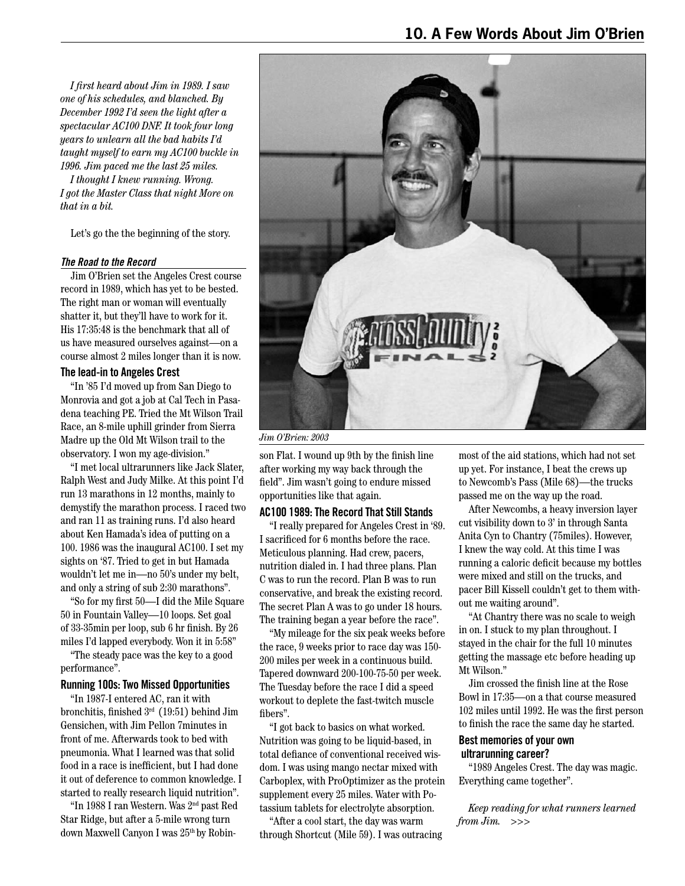# 10. A Few Words About Jim O'Brien

*I first heard about Jim in 1989. I saw one of his schedules, and blanched. By December 1992 I'd seen the light after a spectacular AC100 DNF. It took four long years to unlearn all the bad habits I'd taught myself to earn my AC100 buckle in 1996. Jim paced me the last 25 miles.*

*I thought I knew running. Wrong. I got the Master Class that night More on that in a bit.*

Let's go the the beginning of the story.

### *The Road to the Record*

Jim O'Brien set the Angeles Crest course record in 1989, which has yet to be bested. The right man or woman will eventually shatter it, but they'll have to work for it. His 17:35:48 is the benchmark that all of us have measured ourselves against—on a course almost 2 miles longer than it is now.

#### The lead-in to Angeles Crest

"In '85 I'd moved up from San Diego to Monrovia and got a job at Cal Tech in Pasadena teaching PE. Tried the Mt Wilson Trail Race, an 8-mile uphill grinder from Sierra Madre up the Old Mt Wilson trail to the observatory. I won my age-division."

"I met local ultrarunners like Jack Slater, Ralph West and Judy Milke. At this point I'd run 13 marathons in 12 months, mainly to demystify the marathon process. I raced two and ran 11 as training runs. I'd also heard about Ken Hamada's idea of putting on a 100. 1986 was the inaugural AC100. I set my sights on '87. Tried to get in but Hamada wouldn't let me in—no 50's under my belt, and only a string of sub 2:30 marathons".

"So for my first 50—I did the Mile Square 50 in Fountain Valley—10 loops. Set goal of 33-35min per loop, sub 6 hr finish. By 26 miles I'd lapped everybody. Won it in 5:58"

"The steady pace was the key to a good performance".

#### Running 100s: Two Missed Opportunities

"In 1987-I entered AC, ran it with bronchitis, finished 3rd (19:51) behind Jim Gensichen, with Jim Pellon 7minutes in front of me. Afterwards took to bed with pneumonia. What I learned was that solid food in a race is inefficient, but I had done it out of deference to common knowledge. I started to really research liquid nutrition".

"In 1988 I ran Western. Was 2nd past Red Star Ridge, but after a 5-mile wrong turn down Maxwell Canyon I was 25th by Robinson Flat. I wound up 9th by the finish line after working my way back through the field". Jim wasn't going to endure missed opportunities like that again.

*Jim O'Brien: 2003*

#### AC100 1989: The Record That Still Stands

"I really prepared for Angeles Crest in '89. I sacrificed for 6 months before the race. Meticulous planning. Had crew, pacers, nutrition dialed in. I had three plans. Plan C was to run the record. Plan B was to run conservative, and break the existing record. The secret Plan A was to go under 18 hours. The training began a year before the race".

"My mileage for the six peak weeks before the race, 9 weeks prior to race day was 150-200 miles per week in a continuous build. Tapered downward 200-100-75-50 per week. The Tuesday before the race I did a speed workout to deplete the fast-twitch muscle fibers".

"I got back to basics on what worked. Nutrition was going to be liquid-based, in total defiance of conventional received wisdom. I was using mango nectar mixed with Carboplex, with ProOptimizer as the protein supplement every 25 miles. Water with Potassium tablets for electrolyte absorption.

"After a cool start, the day was warm through Shortcut (Mile 59). I was outracing most of the aid stations, which had not set up yet. For instance, I beat the crews up to Newcomb's Pass (Mile 68)—the trucks passed me on the way up the road.

After Newcombs, a heavy inversion layer cut visibility down to 3' in through Santa Anita Cyn to Chantry (75miles). However, I knew the way cold. At this time I was running a caloric deficit because my bottles were mixed and still on the trucks, and pacer Bill Kissell couldn't get to them without me waiting around".

"At Chantry there was no scale to weigh in on. I stuck to my plan throughout. I stayed in the chair for the full 10 minutes getting the massage etc before heading up Mt Wilson."

Jim crossed the finish line at the Rose Bowl in 17:35—on a that course measured 102 miles until 1992. He was the first person to finish the race the same day he started.

#### Best memories of your own ultrarunning career?

"1989 Angeles Crest. The day was magic. Everything came together".

*Keep reading for what runners learned from Jim.* >>>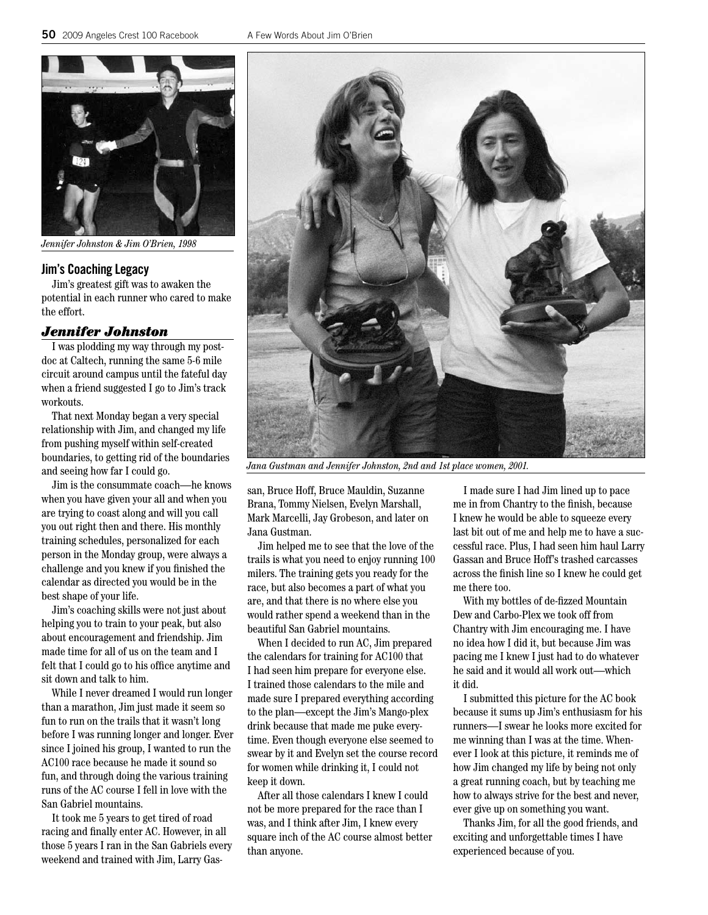*Jennifer Johnston & Jim O'Brien, 1998*

*Jana Gustman and Jennifer Johnston, 2nd and 1st place women, 2001.*

## Jim's Coaching Legacy

Jim's greatest gift was to awaken the potential in each runner who cared to make the effort.

### ***Jennifer Johnston***

I was plodding my way through my post-doc at Caltech, running the same 5-6 mile circuit around campus until the fateful day when a friend suggested I go to Jim's track workouts.

That next Monday began a very special relationship with Jim, and changed my life from pushing myself within self-created boundaries, to getting rid of the boundaries and seeing how far I could go.

Jim is the consummate coach—he knows when you have given your all and when you are trying to coast along and will you call you out right then and there. His monthly training schedules, personalized for each person in the Monday group, were always a challenge and you knew if you finished the calendar as directed you would be in the best shape of your life.

Jim's coaching skills were not just about helping you to train to your peak, but also about encouragement and friendship. Jim made time for all of us on the team and I felt that I could go to his office anytime and sit down and talk to him.

While I never dreamed I would run longer than a marathon, Jim just made it seem so fun to run on the trails that it wasn't long before I was running longer and longer. Ever since I joined his group, I wanted to run the AC100 race because he made it sound so fun, and through doing the various training runs of the AC course I fell in love with the San Gabriel mountains.

It took me 5 years to get tired of road racing and finally enter AC. However, in all those 5 years I ran in the San Gabriels every weekend and trained with Jim, Larry Gassan, Bruce Hoff, Bruce Mauldin, Suzanne Brana, Tommy Nielsen, Evelyn Marshall, Mark Marcelli, Jay Grobeson, and later on Jana Gustman.

Jim helped me to see that the love of the trails is what you need to enjoy running 100 milers. The training gets you ready for the race, but also becomes a part of what you are, and that there is no where else you would rather spend a weekend than in the beautiful San Gabriel mountains.

When I decided to run AC, Jim prepared the calendars for training for AC100 that I had seen him prepare for everyone else. I trained those calendars to the mile and made sure I prepared everything according to the plan—except the Jim's Mango-plex drink because that made me puke everytime. Even though everyone else seemed to swear by it and Evelyn set the course record for women while drinking it, I could not keep it down.

After all those calendars I knew I could not be more prepared for the race than I was, and I think after Jim, I knew every square inch of the AC course almost better than anyone.

I made sure I had Jim lined up to pace me in from Chantry to the finish, because I knew he would be able to squeeze every last bit out of me and help me to have a successful race. Plus, I had seen him haul Larry Gassan and Bruce Hoff's trashed carcasses across the finish line so I knew he could get me there too.

With my bottles of de-fizzed Mountain Dew and Carbo-Plex we took off from Chantry with Jim encouraging me. I have no idea how I did it, but because Jim was pacing me I knew I just had to do whatever he said and it would all work out—which it did.

I submitted this picture for the AC book because it sums up Jim's enthusiasm for his runners—I swear he looks more excited for me winning than I was at the time. Whenever I look at this picture, it reminds me of how Jim changed my life by being not only a great running coach, but by teaching me how to always strive for the best and never, ever give up on something you want.

Thanks Jim, for all the good friends, and exciting and unforgettable times I have experienced because of you.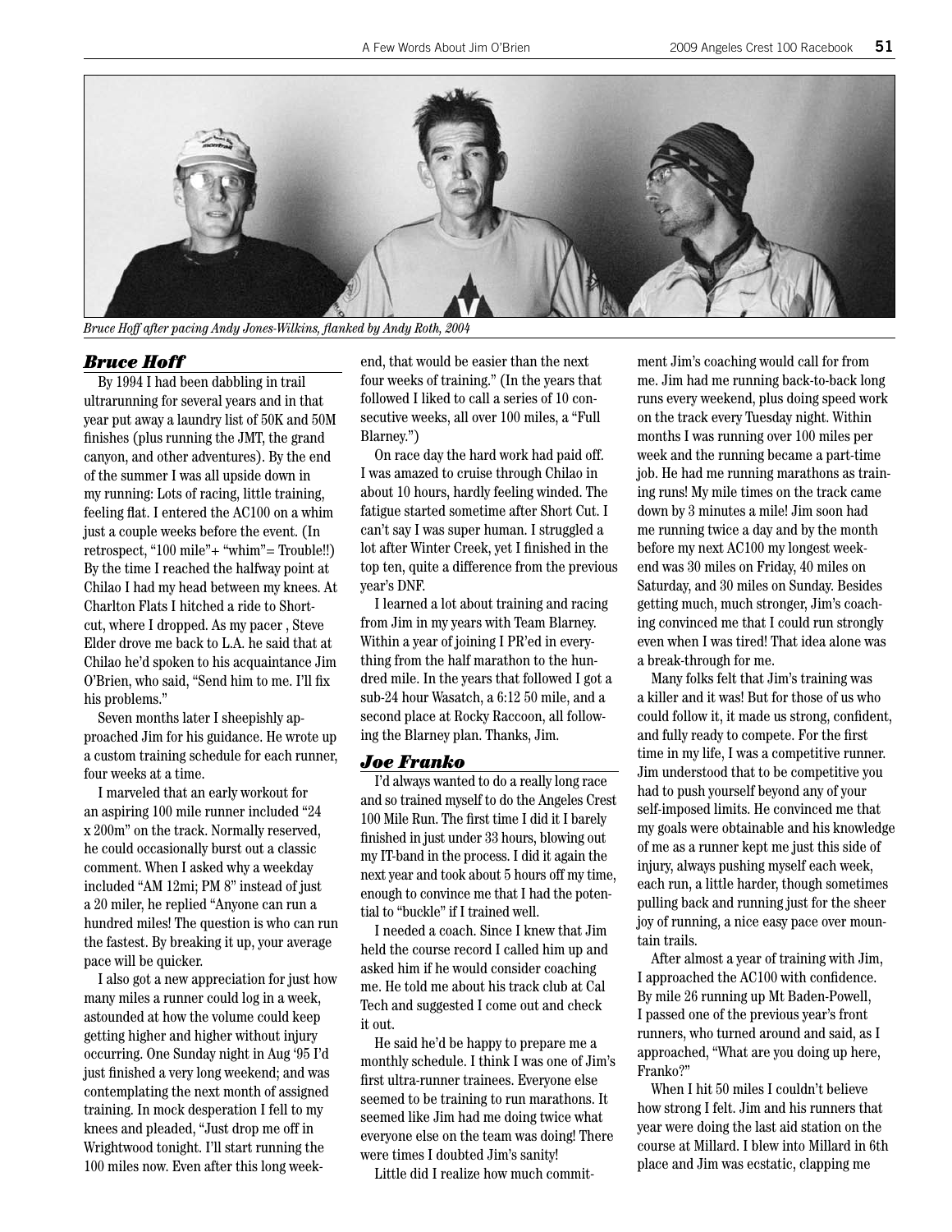*Bruce Hoff after pacing Andy Jones-Wilkins, flanked by Andy Roth, 2004*

### *Bruce Hoff*

By 1994 I had been dabbling in trail ultrarunning for several years and in that year put away a laundry list of 50K and 50M finishes (plus running the JMT, the grand canyon, and other adventures). By the end of the summer I was all upside down in my running: Lots of racing, little training, feeling flat. I entered the AC100 on a whim just a couple weeks before the event. (In retrospect, "100 mile"+ "whim"= Trouble!!) By the time I reached the halfway point at Chilao I had my head between my knees. At Charlton Flats I hitched a ride to Shortcut, where I dropped. As my pacer , Steve Elder drove me back to L.A. he said that at Chilao he'd spoken to his acquaintance Jim O'Brien, who said, "Send him to me. I'll fix his problems."

Seven months later I sheepishly approached Jim for his guidance. He wrote up a custom training schedule for each runner, four weeks at a time.

I marveled that an early workout for an aspiring 100 mile runner included "24 x 200m" on the track. Normally reserved, he could occasionally burst out a classic comment. When I asked why a weekday included "AM 12mi; PM 8" instead of just a 20 miler, he replied "Anyone can run a hundred miles! The question is who can run the fastest. By breaking it up, your average pace will be quicker.

I also got a new appreciation for just how many miles a runner could log in a week, astounded at how the volume could keep getting higher and higher without injury occurring. One Sunday night in Aug '95 I'd just finished a very long weekend; and was contemplating the next month of assigned training. In mock desperation I fell to my knees and pleaded, "Just drop me off in Wrightwood tonight. I'll start running the 100 miles now. Even after this long weekend, that would be easier than the next four weeks of training." (In the years that followed I liked to call a series of 10 consecutive weeks, all over 100 miles, a "Full Blarney.")

On race day the hard work had paid off. I was amazed to cruise through Chilao in about 10 hours, hardly feeling winded. The fatigue started sometime after Short Cut. I can't say I was super human. I struggled a lot after Winter Creek, yet I finished in the top ten, quite a difference from the previous year's DNF.

I learned a lot about training and racing from Jim in my years with Team Blarney. Within a year of joining I PR'ed in everything from the half marathon to the hundred mile. In the years that followed I got a sub-24 hour Wasatch, a 6:12 50 mile, and a second place at Rocky Raccoon, all following the Blarney plan. Thanks, Jim.

### *Joe Franko*

I'd always wanted to do a really long race and so trained myself to do the Angeles Crest 100 Mile Run. The first time I did it I barely finished in just under 33 hours, blowing out my IT-band in the process. I did it again the next year and took about 5 hours off my time, enough to convince me that I had the potential to "buckle" if I trained well.

I needed a coach. Since I knew that Jim held the course record I called him up and asked him if he would consider coaching me. He told me about his track club at Cal Tech and suggested I come out and check it out.

He said he'd be happy to prepare me a monthly schedule. I think I was one of Jim's first ultra-runner trainees. Everyone else seemed to be training to run marathons. It seemed like Jim had me doing twice what everyone else on the team was doing! There were times I doubted Jim's sanity!

Little did I realize how much commitment Jim's coaching would call for from me. Jim had me running back-to-back long runs every weekend, plus doing speed work on the track every Tuesday night. Within months I was running over 100 miles per week and the running became a part-time job. He had me running marathons as training runs! My mile times on the track came down by 3 minutes a mile! Jim soon had me running twice a day and by the month before my next AC100 my longest weekend was 30 miles on Friday, 40 miles on Saturday, and 30 miles on Sunday. Besides getting much, much stronger, Jim's coaching convinced me that I could run strongly even when I was tired! That idea alone was a break-through for me.

Many folks felt that Jim's training was a killer and it was! But for those of us who could follow it, it made us strong, confident, and fully ready to compete. For the first time in my life, I was a competitive runner. Jim understood that to be competitive you had to push yourself beyond any of your self-imposed limits. He convinced me that my goals were obtainable and his knowledge of me as a runner kept me just this side of injury, always pushing myself each week, each run, a little harder, though sometimes pulling back and running just for the sheer joy of running, a nice easy pace over mountain trails.

After almost a year of training with Jim, I approached the AC100 with confidence. By mile 26 running up Mt Baden-Powell, I passed one of the previous year's front runners, who turned around and said, as I approached, "What are you doing up here, Franko?"

When I hit 50 miles I couldn't believe how strong I felt. Jim and his runners that year were doing the last aid station on the course at Millard. I blew into Millard in 6th place and Jim was ecstatic, clapping me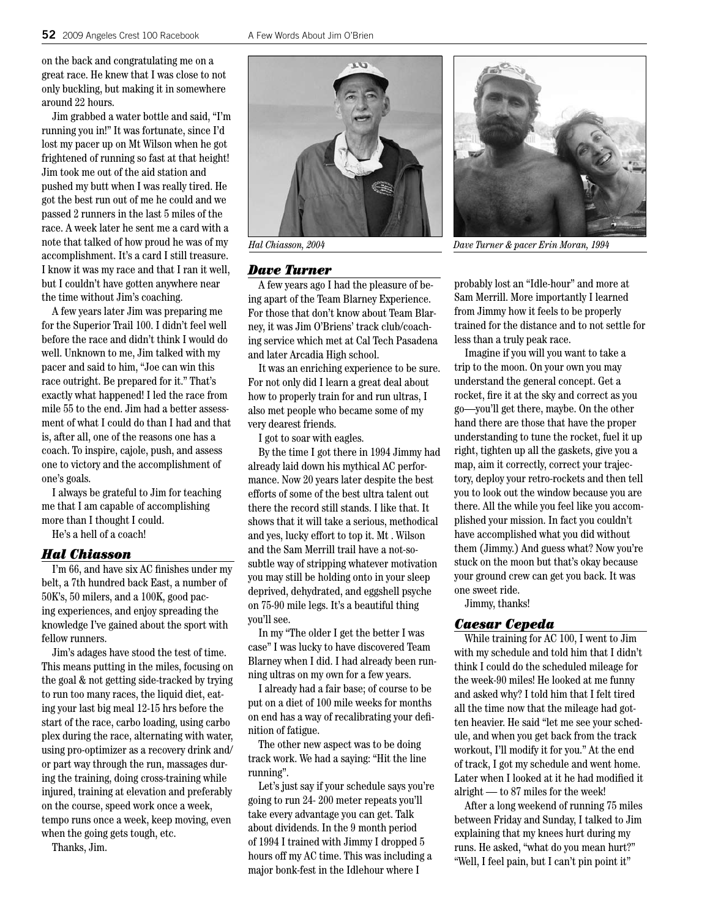on the back and congratulating me on a great race. He knew that I was close to not only buckling, but making it in somewhere around 22 hours.

Jim grabbed a water bottle and said, "I'm running you in!" It was fortunate, since I'd lost my pacer up on Mt Wilson when he got frightened of running so fast at that height! Jim took me out of the aid station and pushed my butt when I was really tired. He got the best run out of me he could and we passed 2 runners in the last 5 miles of the race. A week later he sent me a card with a note that talked of how proud he was of my accomplishment. It's a card I still treasure. I know it was my race and that I ran it well, but I couldn't have gotten anywhere near the time without Jim's coaching.

A few years later Jim was preparing me for the Superior Trail 100. I didn't feel well before the race and didn't think I would do well. Unknown to me, Jim talked with my pacer and said to him, "Joe can win this race outright. Be prepared for it." That's exactly what happened! I led the race from mile 55 to the end. Jim had a better assessment of what I could do than I had and that is, after all, one of the reasons one has a coach. To inspire, cajole, push, and assess one to victory and the accomplishment of one's goals.

I always be grateful to Jim for teaching me that I am capable of accomplishing more than I thought I could.

He's a hell of a coach!

### *Hal Chiasson*

I'm 66, and have six AC finishes under my belt, a 7th hundred back East, a number of 50K's, 50 milers, and a 100K, good pacing experiences, and enjoy spreading the knowledge I've gained about the sport with fellow runners.

Jim's adages have stood the test of time. This means putting in the miles, focusing on the goal & not getting side-tracked by trying to run too many races, the liquid diet, eating your last big meal 12-15 hrs before the start of the race, carbo loading, using carbo plex during the race, alternating with water, using pro-optimizer as a recovery drink and/or part way through the run, massages during the training, doing cross-training while injured, training at elevation and preferably on the course, speed work once a week, tempo runs once a week, keep moving, even when the going gets tough, etc.

Thanks, Jim.

*Hal Chiasson, 2004*

*Dave Turner & pacer Erin Moran, 1994*

### *Dave Turner*

A few years ago I had the pleasure of being apart of the Team Blarney Experience. For those that don't know about Team Blarney, it was Jim O'Briens' track club/coaching service which met at Cal Tech Pasadena and later Arcadia High school.

It was an enriching experience to be sure. For not only did I learn a great deal about how to properly train for and run ultras, I also met people who became some of my very dearest friends.

I got to soar with eagles.

By the time I got there in 1994 Jimmy had already laid down his mythical AC performance. Now 20 years later despite the best efforts of some of the best ultra talent out there the record still stands. I like that. It shows that it will take a serious, methodical and yes, lucky effort to top it. Mt . Wilson and the Sam Merrill trail have a not-so-subtle way of stripping whatever motivation you may still be holding onto in your sleep deprived, dehydrated, and eggshell psyche on 75-90 mile legs. It's a beautiful thing you'll see.

In my "The older I get the better I was case" I was lucky to have discovered Team Blarney when I did. I had already been running ultras on my own for a few years.

I already had a fair base; of course to be put on a diet of 100 mile weeks for months on end has a way of recalibrating your definition of fatigue.

The other new aspect was to be doing track work. We had a saying: "Hit the line running".

Let's just say if your schedule says you're going to run 24- 200 meter repeats you'll take every advantage you can get. Talk about dividends. In the 9 month period of 1994 I trained with Jimmy I dropped 5 hours off my AC time. This was including a major bonk-fest in the Idlehour where I probably lost an "Idle-hour" and more at Sam Merrill. More importantly I learned from Jimmy how it feels to be properly trained for the distance and to not settle for less than a truly peak race.

Imagine if you will you want to take a trip to the moon. On your own you may understand the general concept. Get a rocket, fire it at the sky and correct as you go—you'll get there, maybe. On the other hand there are those that have the proper understanding to tune the rocket, fuel it up right, tighten up all the gaskets, give you a map, aim it correctly, correct your trajectory, deploy your retro-rockets and then tell you to look out the window because you are there. All the while you feel like you accomplished your mission. In fact you couldn't have accomplished what you did without them (Jimmy.) And guess what? Now you're stuck on the moon but that's okay because your ground crew can get you back. It was one sweet ride.

Jimmy, thanks!

### *Caesar Cepeda*

While training for AC 100, I went to Jim with my schedule and told him that I didn't think I could do the scheduled mileage for the week-90 miles! He looked at me funny and asked why? I told him that I felt tired all the time now that the mileage had gotten heavier. He said "let me see your schedule, and when you get back from the track workout, I'll modify it for you." At the end of track, I got my schedule and went home. Later when I looked at it he had modified it alright — to 87 miles for the week!

After a long weekend of running 75 miles between Friday and Sunday, I talked to Jim explaining that my knees hurt during my runs. He asked, "what do you mean hurt?" "Well, I feel pain, but I can't pin point it"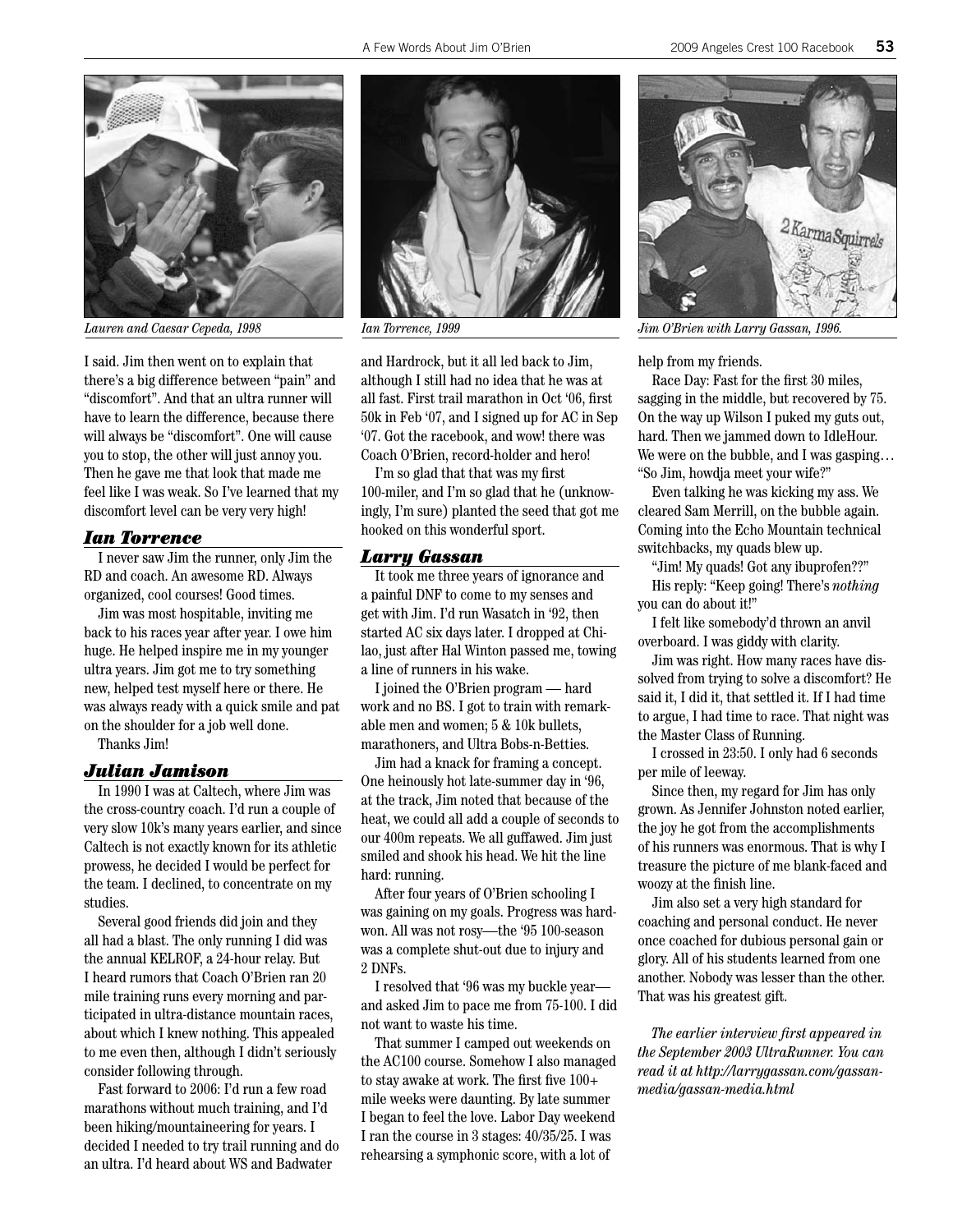Lauren and Caesar Cepeda, 1998

Ian Torrence, 1999

Jim O'Brien with Larry Gassan, 1996.

I said. Jim then went on to explain that there's a big difference between "pain" and "discomfort". And that an ultra runner will have to learn the difference, because there will always be "discomfort". One will cause you to stop, the other will just annoy you. Then he gave me that look that made me feel like I was weak. So I've learned that my discomfort level can be very very high!

### *Ian Torrence*

I never saw Jim the runner, only Jim the RD and coach. An awesome RD. Always organized, cool courses! Good times.

Jim was most hospitable, inviting me back to his races year after year. I owe him huge. He helped inspire me in my younger ultra years. Jim got me to try something new, helped test myself here or there. He was always ready with a quick smile and pat on the shoulder for a job well done.

Thanks Jim!

### *Julian Jamison*

In 1990 I was at Caltech, where Jim was the cross-country coach. I'd run a couple of very slow 10k's many years earlier, and since Caltech is not exactly known for its athletic prowess, he decided I would be perfect for the team. I declined, to concentrate on my studies.

Several good friends did join and they all had a blast. The only running I did was the annual KELROF, a 24-hour relay. But I heard rumors that Coach O'Brien ran 20 mile training runs every morning and participated in ultra-distance mountain races, about which I knew nothing. This appealed to me even then, although I didn't seriously consider following through.

Fast forward to 2006: I'd run a few road marathons without much training, and I'd been hiking/mountaineering for years. I decided I needed to try trail running and do an ultra. I'd heard about WS and Badwater and Hardrock, but it all led back to Jim, although I still had no idea that he was at all fast. First trail marathon in Oct '06, first 50k in Feb '07, and I signed up for AC in Sep '07. Got the racebook, and wow! there was Coach O'Brien, record-holder and hero!

I'm so glad that that was my first 100-miler, and I'm so glad that he (unknowingly, I'm sure) planted the seed that got me hooked on this wonderful sport.

### *Larry Gassan*

It took me three years of ignorance and a painful DNF to come to my senses and get with Jim. I'd run Wasatch in '92, then started AC six days later. I dropped at Chilao, just after Hal Winton passed me, towing a line of runners in his wake.

I joined the O'Brien program — hard work and no BS. I got to train with remarkable men and women; 5 & 10k bullets, marathoners, and Ultra Bobs-n-Betties.

Jim had a knack for framing a concept. One heinously hot late-summer day in '96, at the track, Jim noted that because of the heat, we could all add a couple of seconds to our 400m repeats. We all guffawed. Jim just smiled and shook his head. We hit the line hard: running.

After four years of O'Brien schooling I was gaining on my goals. Progress was hard-won. All was not rosy—the '95 100-season was a complete shut-out due to injury and 2 DNFs.

I resolved that '96 was my buckle year—and asked Jim to pace me from 75-100. I did not want to waste his time.

That summer I camped out weekends on the AC100 course. Somehow I also managed to stay awake at work. The first five 100+ mile weeks were daunting. By late summer I began to feel the love. Labor Day weekend I ran the course in 3 stages: 40/35/25. I was rehearsing a symphonic score, with a lot of help from my friends.

Race Day: Fast for the first 30 miles, sagging in the middle, but recovered by 75. On the way up Wilson I puked my guts out, hard. Then we jammed down to IdleHour. We were on the bubble, and I was gasping… "So Jim, howdja meet your wife?"

Even talking he was kicking my ass. We cleared Sam Merrill, on the bubble again. Coming into the Echo Mountain technical switchbacks, my quads blew up.

"Jim! My quads! Got any ibuprofen??"

His reply: "Keep going! There's *nothing* you can do about it!"

I felt like somebody'd thrown an anvil overboard. I was giddy with clarity.

Jim was right. How many races have dissolved from trying to solve a discomfort? He said it, I did it, that settled it. If I had time to argue, I had time to race. That night was the Master Class of Running.

I crossed in 23:50. I only had 6 seconds per mile of leeway.

Since then, my regard for Jim has only grown. As Jennifer Johnston noted earlier, the joy he got from the accomplishments of his runners was enormous. That is why I treasure the picture of me blank-faced and woozy at the finish line.

Jim also set a very high standard for coaching and personal conduct. He never once coached for dubious personal gain or glory. All of his students learned from one another. Nobody was lesser than the other. That was his greatest gift.

*The earlier interview first appeared in the September 2003 UltraRunner. You can read it at http://larrygassan.com/gassan-media/gassan-media.html*